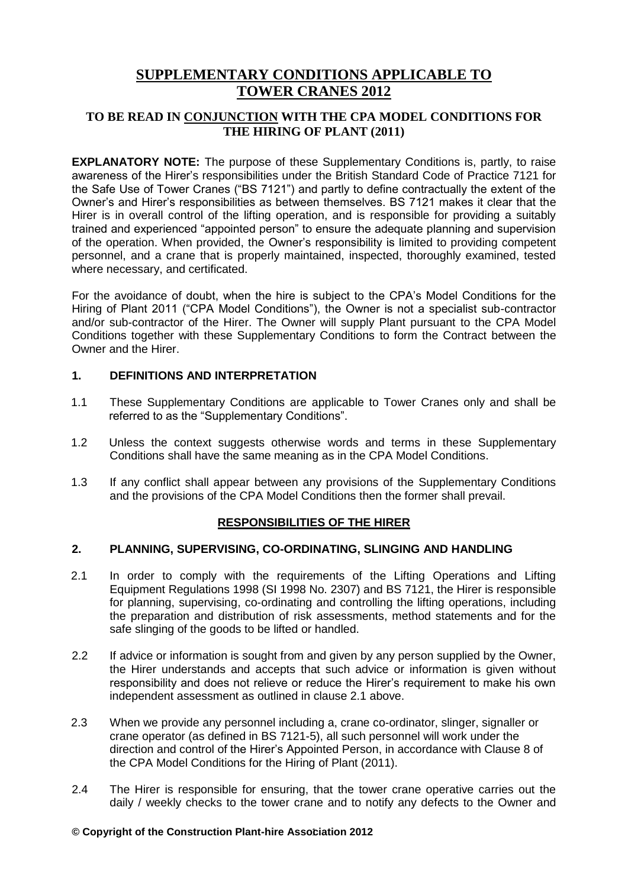# SUPPLEMENTARY CONDITIONS APPLICABLE TO TOWER CRANES 2012

## TO BE READ IN CONJUNCTION WITH THE CPA MODEL CONDITIONS FOR THE HIRING OF PLANT (2011)

**EXPLANATORY NOTE:** The purpose of these Supplementary Conditions is, partly, to raise awareness of the Hirer's responsibilities under the British Standard Code of Practice 7121 for the Safe Use of Tower Cranes ("BS 7121") and partly to define contractually the extent of the Owner's and Hirer's responsibilities as between themselves. BS 7121 makes it clear that the Hirer is in overall control of the lifting operation, and is responsible for providing a suitably trained and experienced "appointed person" to ensure the adequate planning and supervision of the operation. When provided, the Owner's responsibility is limited to providing competent personnel, and a crane that is properly maintained, inspected, thoroughly examined, tested where necessary, and certificated.

For the avoidance of doubt, when the hire is subject to the CPA's Model Conditions for the Hiring of Plant 2011 ("CPA Model Conditions"), the Owner is not a specialist sub-contractor and/or sub-contractor of the Hirer. The Owner will supply Plant pursuant to the CPA Model Conditions together with these Supplementary Conditions to form the Contract between the Owner and the Hirer.

### 1. DEFINITIONS AND INTERPRETATION

1.1 These Supplementary Conditions are applicable to Tower Cranes only and shall be referred to as the "Supplementary Conditions".

1.2 Unless the context suggests otherwise words and terms in these Supplementary Conditions shall have the same meaning as in the CPA Model Conditions.

1.3 If any conflict shall appear between any provisions of the Supplementary Conditions and the provisions of the CPA Model Conditions then the former shall prevail.

### RESPONSIBILITIES OF THE HIRER

### 2. PLANNING, SUPERVISING, CO-ORDINATING, SLINGING AND HANDLING

2.1 In order to comply with the requirements of the Lifting Operations and Lifting Equipment Regulations 1998 (SI 1998 No. 2307) and BS 7121, the Hirer is responsible for planning, supervising, co-ordinating and controlling the lifting operations, including the preparation and distribution of risk assessments, method statements and for the safe slinging of the goods to be lifted or handled.

2.2 If advice or information is sought from and given by any person supplied by the Owner, the Hirer understands and accepts that such advice or information is given without responsibility and does not relieve or reduce the Hirer's requirement to make his own independent assessment as outlined in clause 2.1 above.

2.3 When we provide any personnel including a, crane co-ordinator, slinger, signaller or crane operator (as defined in BS 7121-5), all such personnel will work under the direction and control of the Hirer's Appointed Person, in accordance with Clause 8 of the CPA Model Conditions for the Hiring of Plant (2011).

2.4 The Hirer is responsible for ensuring, that the tower crane operative carries out the daily / weekly checks to the tower crane and to notify any defects to the Owner and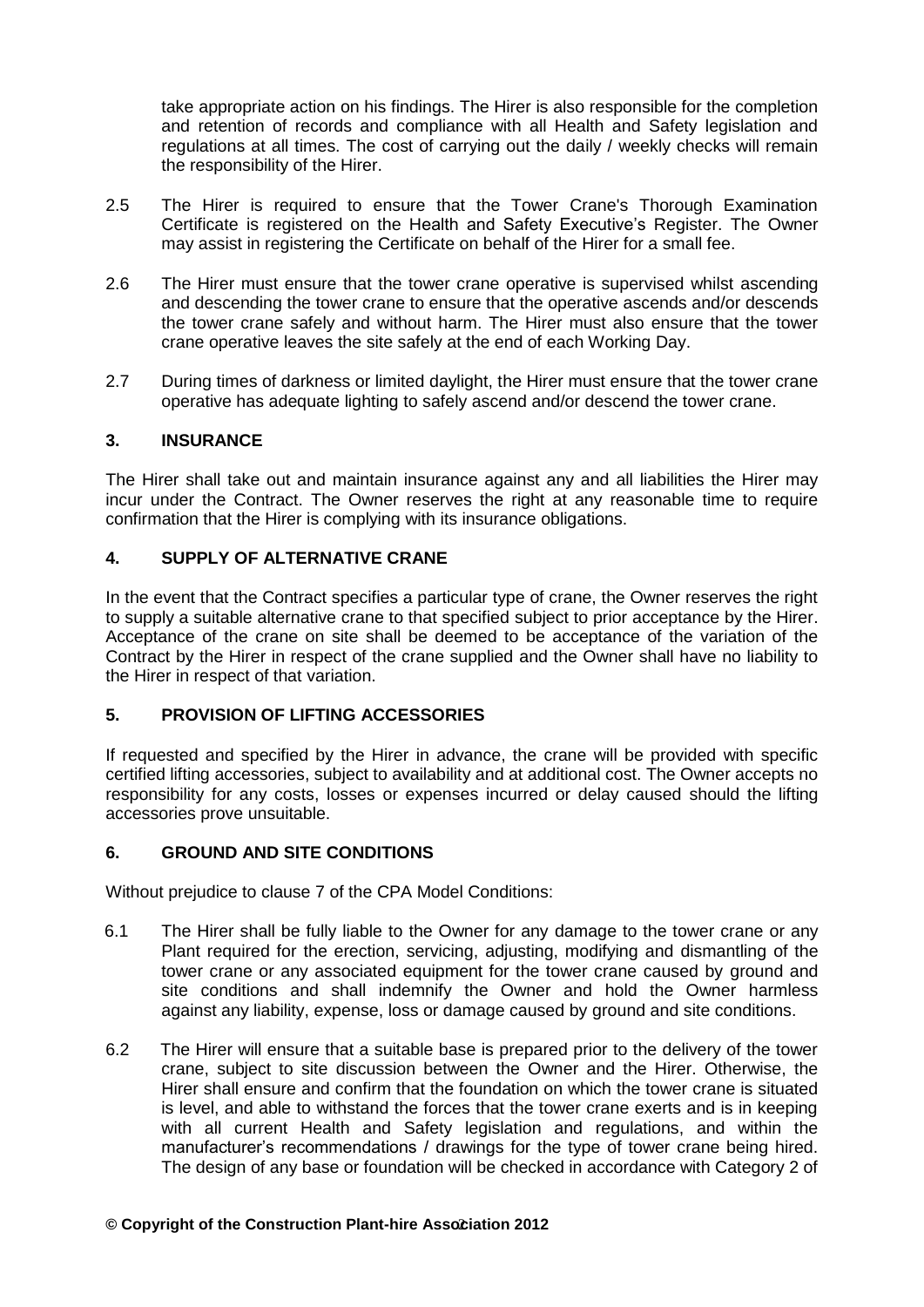take appropriate action on his findings. The Hirer is also responsible for the completion and retention of records and compliance with all Health and Safety legislation and regulations at all times. The cost of carrying out the daily / weekly checks will remain the responsibility of the Hirer.

2.5 The Hirer is required to ensure that the Tower Crane's Thorough Examination Certificate is registered on the Health and Safety Executive's Register. The Owner may assist in registering the Certificate on behalf of the Hirer for a small fee.

2.6 The Hirer must ensure that the tower crane operative is supervised whilst ascending and descending the tower crane to ensure that the operative ascends and/or descends the tower crane safely and without harm. The Hirer must also ensure that the tower crane operative leaves the site safely at the end of each Working Day.

2.7 During times of darkness or limited daylight, the Hirer must ensure that the tower crane operative has adequate lighting to safely ascend and/or descend the tower crane.

## 3. INSURANCE

The Hirer shall take out and maintain insurance against any and all liabilities the Hirer may incur under the Contract. The Owner reserves the right at any reasonable time to require confirmation that the Hirer is complying with its insurance obligations.

## 4. SUPPLY OF ALTERNATIVE CRANE

In the event that the Contract specifies a particular type of crane, the Owner reserves the right to supply a suitable alternative crane to that specified subject to prior acceptance by the Hirer. Acceptance of the crane on site shall be deemed to be acceptance of the variation of the Contract by the Hirer in respect of the crane supplied and the Owner shall have no liability to the Hirer in respect of that variation.

## 5. PROVISION OF LIFTING ACCESSORIES

If requested and specified by the Hirer in advance, the crane will be provided with specific certified lifting accessories, subject to availability and at additional cost. The Owner accepts no responsibility for any costs, losses or expenses incurred or delay caused should the lifting accessories prove unsuitable.

## 6. GROUND AND SITE CONDITIONS

Without prejudice to clause 7 of the CPA Model Conditions:

6.1 The Hirer shall be fully liable to the Owner for any damage to the tower crane or any Plant required for the erection, servicing, adjusting, modifying and dismantling of the tower crane or any associated equipment for the tower crane caused by ground and site conditions and shall indemnify the Owner and hold the Owner harmless against any liability, expense, loss or damage caused by ground and site conditions.

6.2 The Hirer will ensure that a suitable base is prepared prior to the delivery of the tower crane, subject to site discussion between the Owner and the Hirer. Otherwise, the Hirer shall ensure and confirm that the foundation on which the tower crane is situated is level, and able to withstand the forces that the tower crane exerts and is in keeping with all current Health and Safety legislation and regulations, and within the manufacturer's recommendations / drawings for the type of tower crane being hired. The design of any base or foundation will be checked in accordance with Category 2 of

**© Copyright of the Construction Plant-hire Association 2012**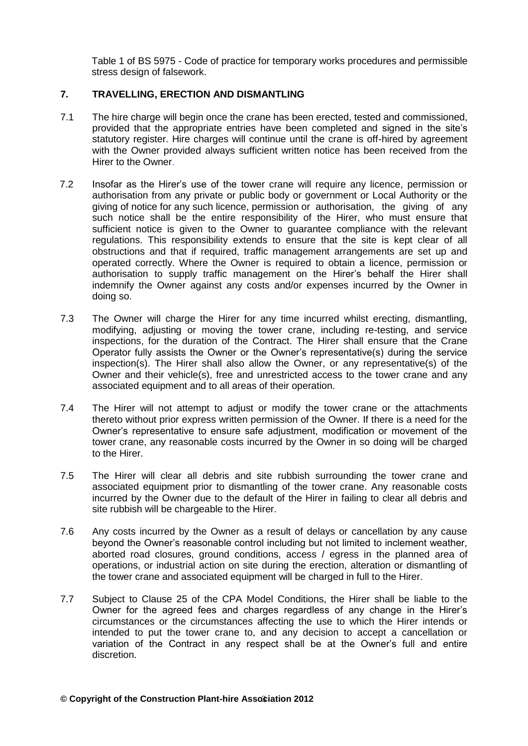Table 1 of BS 5975 - Code of practice for temporary works procedures and permissible stress design of falsework.

## 7. TRAVELLING, ERECTION AND DISMANTLING

7.1 The hire charge will begin once the crane has been erected, tested and commissioned, provided that the appropriate entries have been completed and signed in the site's statutory register. Hire charges will continue until the crane is off-hired by agreement with the Owner provided always sufficient written notice has been received from the Hirer to the Owner.

7.2 Insofar as the Hirer's use of the tower crane will require any licence, permission or authorisation from any private or public body or government or Local Authority or the giving of notice for any such licence, permission or authorisation, the giving of any such notice shall be the entire responsibility of the Hirer, who must ensure that sufficient notice is given to the Owner to guarantee compliance with the relevant regulations. This responsibility extends to ensure that the site is kept clear of all obstructions and that if required, traffic management arrangements are set up and operated correctly. Where the Owner is required to obtain a licence, permission or authorisation to supply traffic management on the Hirer's behalf the Hirer shall indemnify the Owner against any costs and/or expenses incurred by the Owner in doing so.

7.3 The Owner will charge the Hirer for any time incurred whilst erecting, dismantling, modifying, adjusting or moving the tower crane, including re-testing, and service inspections, for the duration of the Contract. The Hirer shall ensure that the Crane Operator fully assists the Owner or the Owner's representative(s) during the service inspection(s). The Hirer shall also allow the Owner, or any representative(s) of the Owner and their vehicle(s), free and unrestricted access to the tower crane and any associated equipment and to all areas of their operation.

7.4 The Hirer will not attempt to adjust or modify the tower crane or the attachments thereto without prior express written permission of the Owner. If there is a need for the Owner's representative to ensure safe adjustment, modification or movement of the tower crane, any reasonable costs incurred by the Owner in so doing will be charged to the Hirer.

7.5 The Hirer will clear all debris and site rubbish surrounding the tower crane and associated equipment prior to dismantling of the tower crane. Any reasonable costs incurred by the Owner due to the default of the Hirer in failing to clear all debris and site rubbish will be chargeable to the Hirer.

7.6 Any costs incurred by the Owner as a result of delays or cancellation by any cause beyond the Owner's reasonable control including but not limited to inclement weather, aborted road closures, ground conditions, access / egress in the planned area of operations, or industrial action on site during the erection, alteration or dismantling of the tower crane and associated equipment will be charged in full to the Hirer.

7.7 Subject to Clause 25 of the CPA Model Conditions, the Hirer shall be liable to the Owner for the agreed fees and charges regardless of any change in the Hirer's circumstances or the circumstances affecting the use to which the Hirer intends or intended to put the tower crane to, and any decision to accept a cancellation or variation of the Contract in any respect shall be at the Owner's full and entire discretion.

**© Copyright of the Construction Plant-hire Association 2012**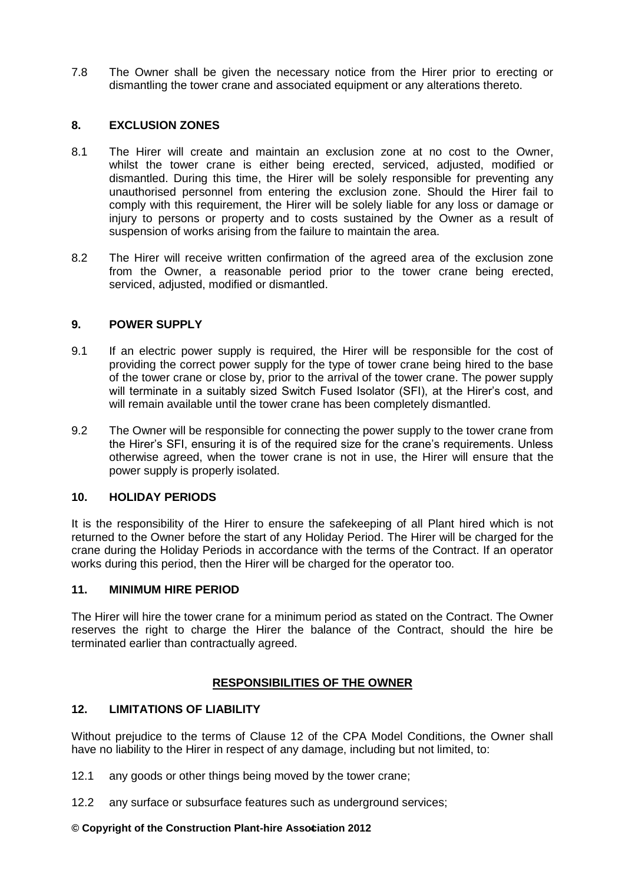7.8 The Owner shall be given the necessary notice from the Hirer prior to erecting or dismantling the tower crane and associated equipment or any alterations thereto.

## 8. EXCLUSION ZONES

8.1 The Hirer will create and maintain an exclusion zone at no cost to the Owner, whilst the tower crane is either being erected, serviced, adjusted, modified or dismantled. During this time, the Hirer will be solely responsible for preventing any unauthorised personnel from entering the exclusion zone. Should the Hirer fail to comply with this requirement, the Hirer will be solely liable for any loss or damage or injury to persons or property and to costs sustained by the Owner as a result of suspension of works arising from the failure to maintain the area.

8.2 The Hirer will receive written confirmation of the agreed area of the exclusion zone from the Owner, a reasonable period prior to the tower crane being erected, serviced, adjusted, modified or dismantled.

## 9. POWER SUPPLY

9.1 If an electric power supply is required, the Hirer will be responsible for the cost of providing the correct power supply for the type of tower crane being hired to the base of the tower crane or close by, prior to the arrival of the tower crane. The power supply will terminate in a suitably sized Switch Fused Isolator (SFI), at the Hirer's cost, and will remain available until the tower crane has been completely dismantled.

9.2 The Owner will be responsible for connecting the power supply to the tower crane from the Hirer's SFI, ensuring it is of the required size for the crane's requirements. Unless otherwise agreed, when the tower crane is not in use, the Hirer will ensure that the power supply is properly isolated.

## 10. HOLIDAY PERIODS

It is the responsibility of the Hirer to ensure the safekeeping of all Plant hired which is not returned to the Owner before the start of any Holiday Period. The Hirer will be charged for the crane during the Holiday Periods in accordance with the terms of the Contract. If an operator works during this period, then the Hirer will be charged for the operator too.

## 11. MINIMUM HIRE PERIOD

The Hirer will hire the tower crane for a minimum period as stated on the Contract. The Owner reserves the right to charge the Hirer the balance of the Contract, should the hire be terminated earlier than contractually agreed.

## RESPONSIBILITIES OF THE OWNER

## 12. LIMITATIONS OF LIABILITY

Without prejudice to the terms of Clause 12 of the CPA Model Conditions, the Owner shall have no liability to the Hirer in respect of any damage, including but not limited, to:

12.1 any goods or other things being moved by the tower crane;

12.2 any surface or subsurface features such as underground services;

**© Copyright of the Construction Plant-hire Association 2012**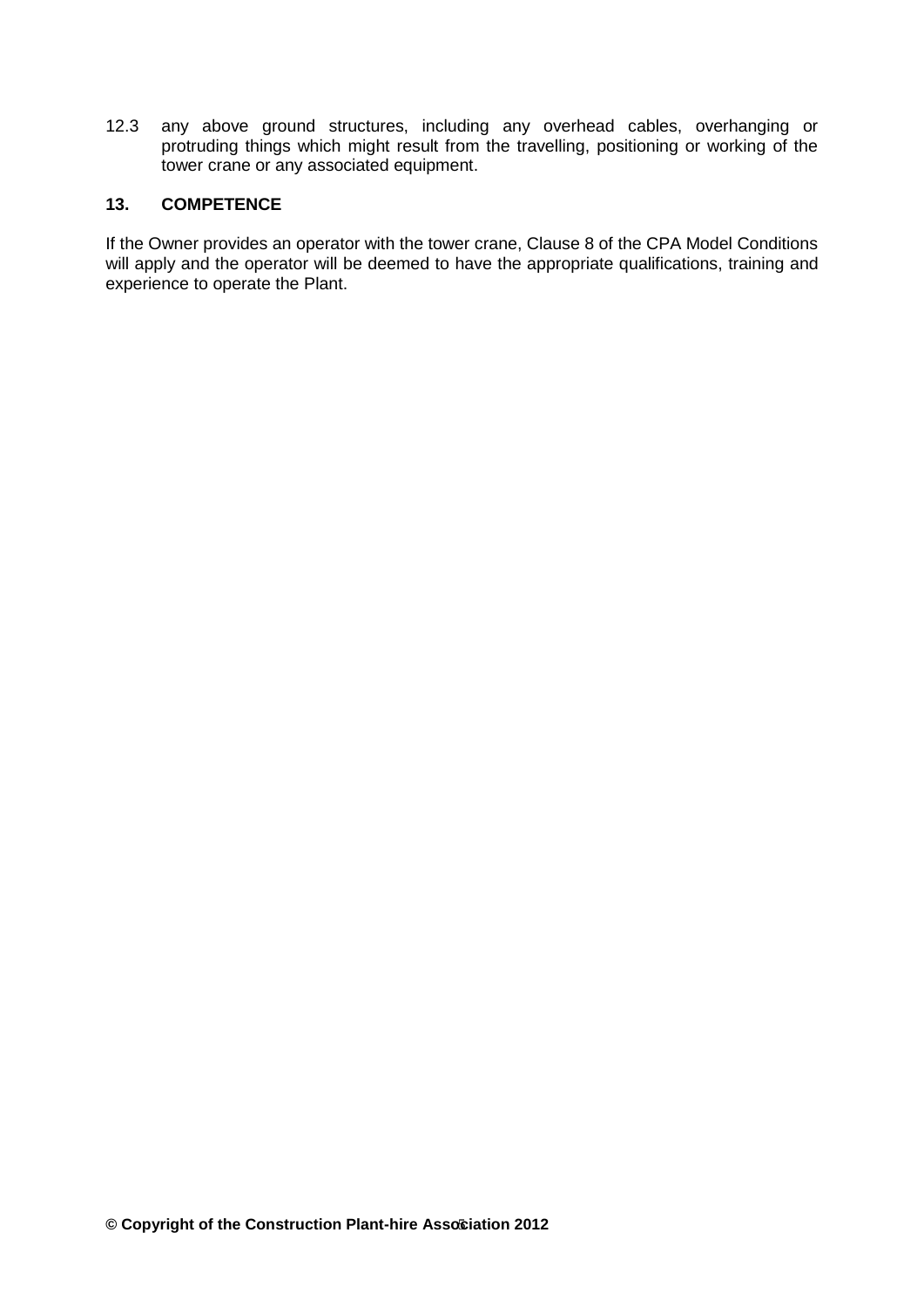12.3 any above ground structures, including any overhead cables, overhanging or protruding things which might result from the travelling, positioning or working of the tower crane or any associated equipment.

## 13. COMPETENCE

If the Owner provides an operator with the tower crane, Clause 8 of the CPA Model Conditions will apply and the operator will be deemed to have the appropriate qualifications, training and experience to operate the Plant.

**© Copyright of the Construction Plant-hire Association 2012**